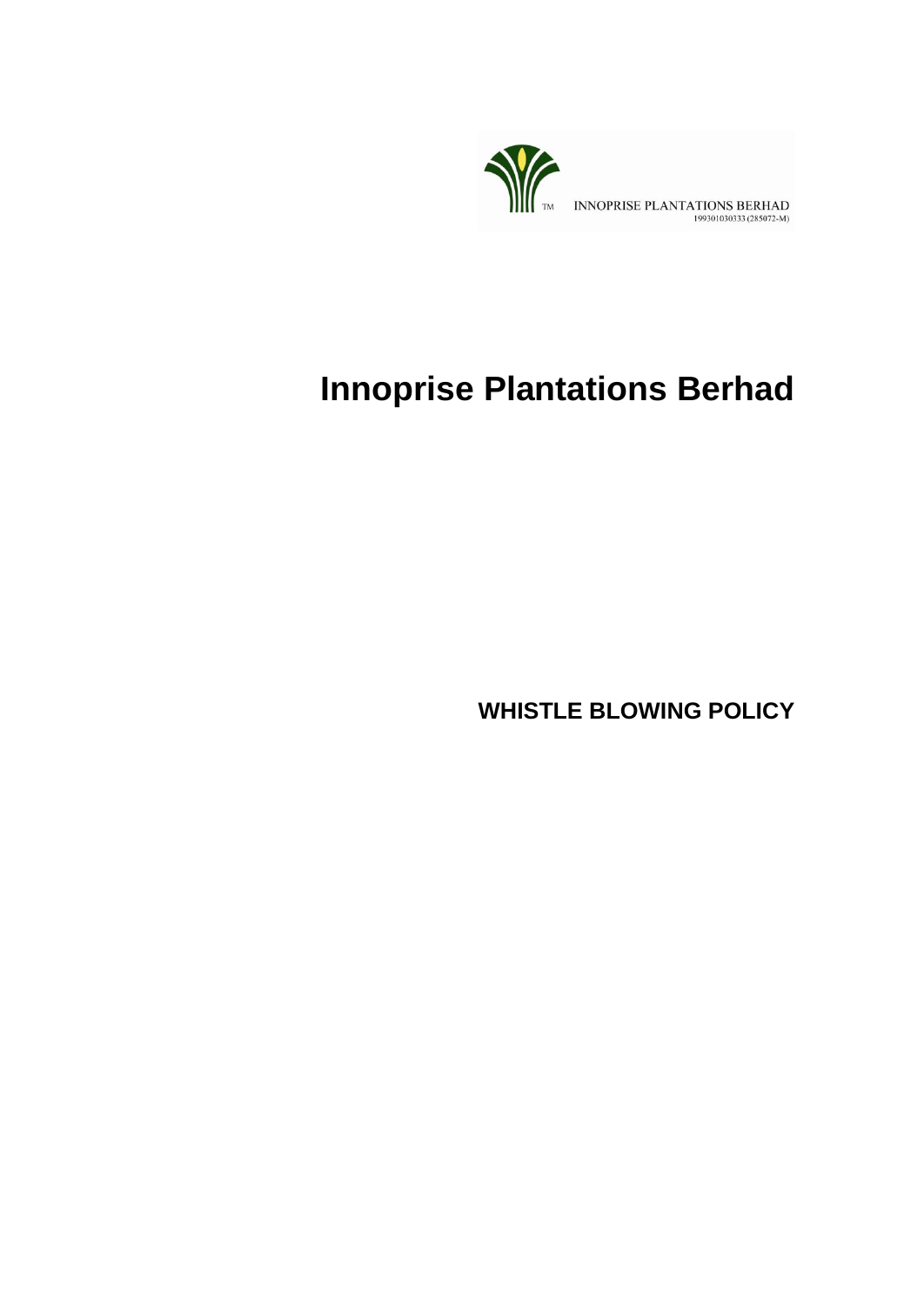INNOPRISE PLANTATIONS BERHAD
199301030333 (285072-M)

# Innoprise Plantations Berhad

## WHISTLE BLOWING POLICY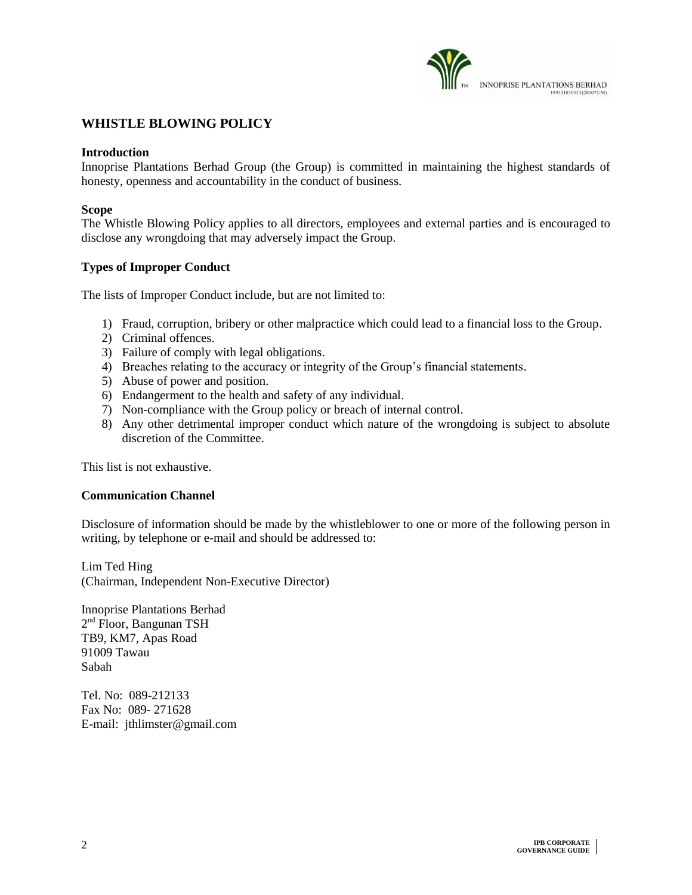## WHISTLE BLOWING POLICY

**Introduction**

Innoprise Plantations Berhad Group (the Group) is committed in maintaining the highest standards of honesty, openness and accountability in the conduct of business.

**Scope**

The Whistle Blowing Policy applies to all directors, employees and external parties and is encouraged to disclose any wrongdoing that may adversely impact the Group.

**Types of Improper Conduct**

The lists of Improper Conduct include, but are not limited to:

1) Fraud, corruption, bribery or other malpractice which could lead to a financial loss to the Group.
2) Criminal offences.
3) Failure of comply with legal obligations.
4) Breaches relating to the accuracy or integrity of the Group's financial statements.
5) Abuse of power and position.
6) Endangerment to the health and safety of any individual.
7) Non-compliance with the Group policy or breach of internal control.
8) Any other detrimental improper conduct which nature of the wrongdoing is subject to absolute discretion of the Committee.

This list is not exhaustive.

**Communication Channel**

Disclosure of information should be made by the whistleblower to one or more of the following person in writing, by telephone or e-mail and should be addressed to:

Lim Ted Hing
(Chairman, Independent Non-Executive Director)

Innoprise Plantations Berhad
2nd Floor, Bangunan TSH
TB9, KM7, Apas Road
91009 Tawau
Sabah

Tel. No: 089-212133
Fax No: 089- 271628
E-mail: jthlimster@gmail.com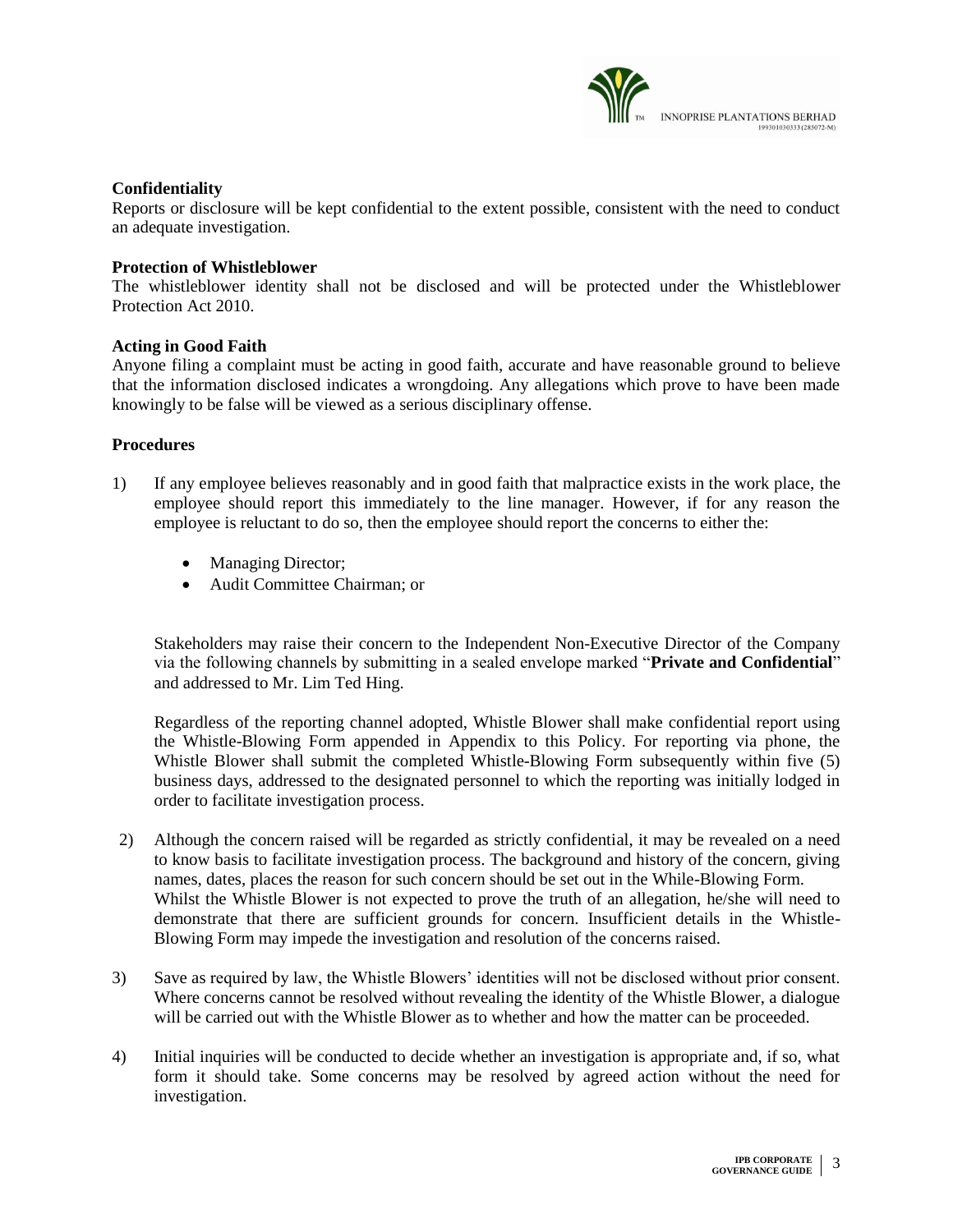**Confidentiality**

Reports or disclosure will be kept confidential to the extent possible, consistent with the need to conduct an adequate investigation.

**Protection of Whistleblower**

The whistleblower identity shall not be disclosed and will be protected under the Whistleblower Protection Act 2010.

**Acting in Good Faith**

Anyone filing a complaint must be acting in good faith, accurate and have reasonable ground to believe that the information disclosed indicates a wrongdoing. Any allegations which prove to have been made knowingly to be false will be viewed as a serious disciplinary offense.

**Procedures**

1) If any employee believes reasonably and in good faith that malpractice exists in the work place, the employee should report this immediately to the line manager. However, if for any reason the employee is reluctant to do so, then the employee should report the concerns to either the:

   - Managing Director;
   - Audit Committee Chairman; or

   Stakeholders may raise their concern to the Independent Non-Executive Director of the Company via the following channels by submitting in a sealed envelope marked "**Private and Confidential**" and addressed to Mr. Lim Ted Hing.

   Regardless of the reporting channel adopted, Whistle Blower shall make confidential report using the Whistle-Blowing Form appended in Appendix to this Policy. For reporting via phone, the Whistle Blower shall submit the completed Whistle-Blowing Form subsequently within five (5) business days, addressed to the designated personnel to which the reporting was initially lodged in order to facilitate investigation process.

2) Although the concern raised will be regarded as strictly confidential, it may be revealed on a need to know basis to facilitate investigation process. The background and history of the concern, giving names, dates, places the reason for such concern should be set out in the While-Blowing Form. Whilst the Whistle Blower is not expected to prove the truth of an allegation, he/she will need to demonstrate that there are sufficient grounds for concern. Insufficient details in the Whistle-Blowing Form may impede the investigation and resolution of the concerns raised.

3) Save as required by law, the Whistle Blowers' identities will not be disclosed without prior consent. Where concerns cannot be resolved without revealing the identity of the Whistle Blower, a dialogue will be carried out with the Whistle Blower as to whether and how the matter can be proceeded.

4) Initial inquiries will be conducted to decide whether an investigation is appropriate and, if so, what form it should take. Some concerns may be resolved by agreed action without the need for investigation.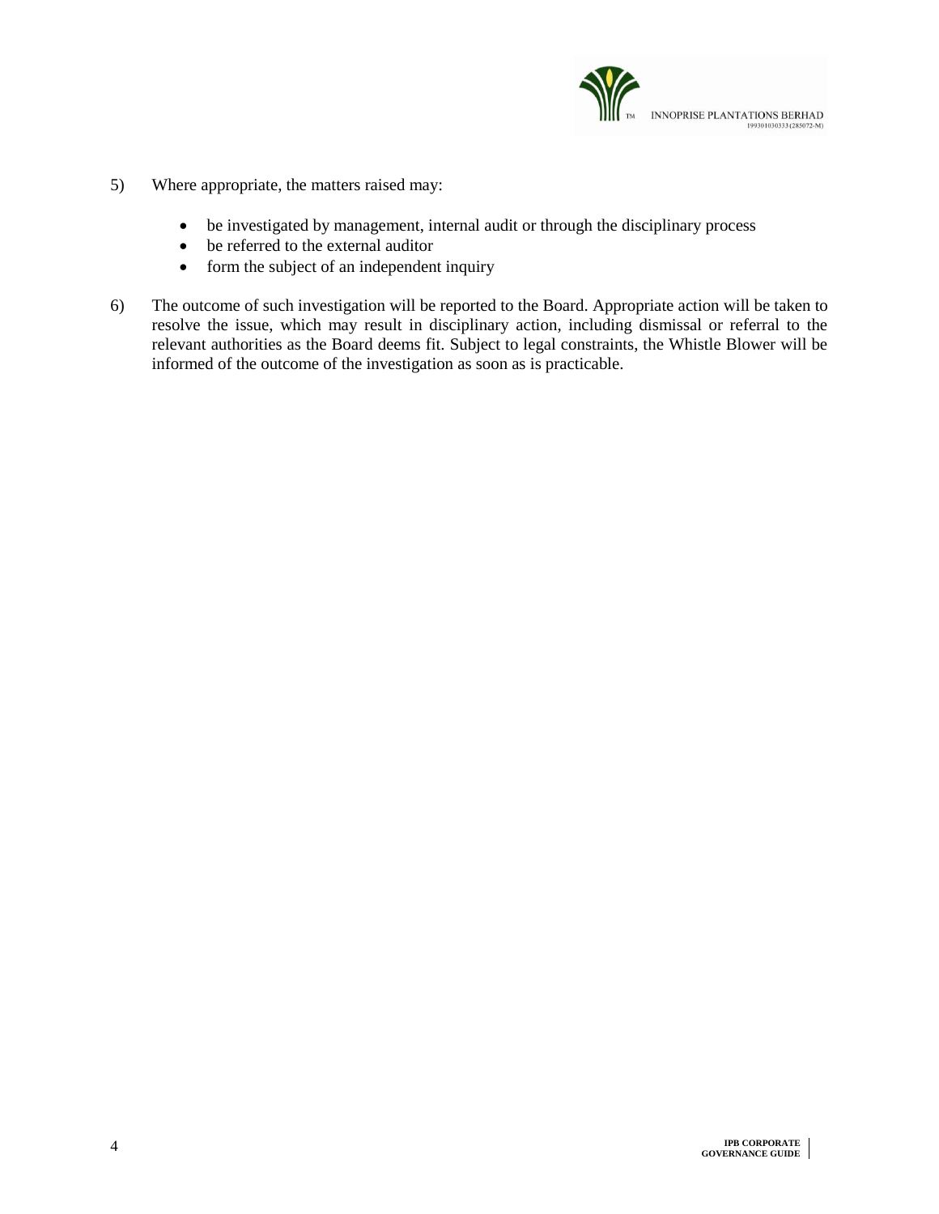5) Where appropriate, the matters raised may:

- be investigated by management, internal audit or through the disciplinary process
- be referred to the external auditor
- form the subject of an independent inquiry

6) The outcome of such investigation will be reported to the Board. Appropriate action will be taken to resolve the issue, which may result in disciplinary action, including dismissal or referral to the relevant authorities as the Board deems fit. Subject to legal constraints, the Whistle Blower will be informed of the outcome of the investigation as soon as is practicable.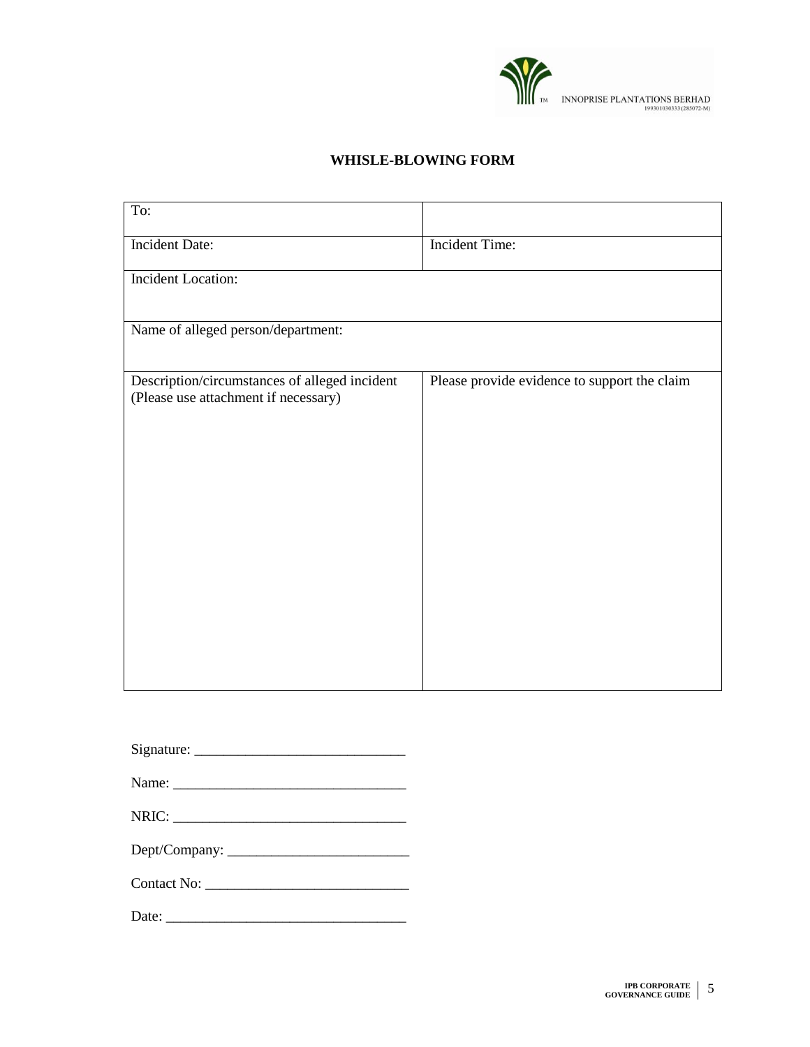INNOPRISE PLANTATIONS BERHAD
199301030333 (285072-M)

**WHISLE-BLOWING FORM**

| | |
|---|---|
| To: | |
| Incident Date: | Incident Time: |
| Incident Location: | |
| Name of alleged person/department: | |
| Description/circumstances of alleged incident (Please use attachment if necessary) | Please provide evidence to support the claim |

Signature: _____________________________

Name: ________________________________

NRIC: ________________________________

Dept/Company: _________________________

Contact No: ____________________________

Date: _________________________________